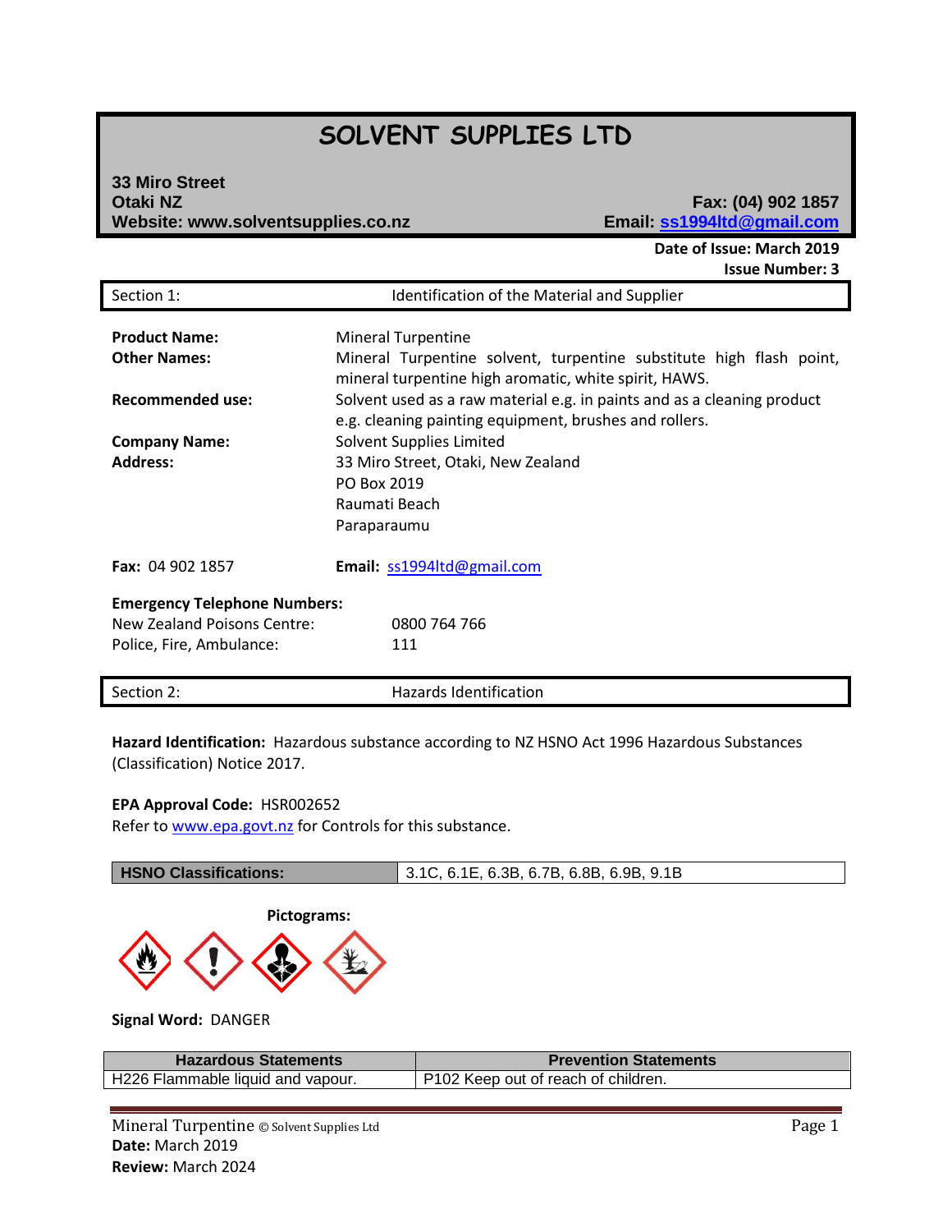# SOLVENT SUPPLIES LTD

**33 Miro Street**
**Otaki NZ**
**Website: www.solventsupplies.co.nz**

**Fax: (04) 902 1857**
**Email: ss1994ltd@gmail.com**

**Date of Issue: March 2019**
**Issue Number: 3**

## Section 1: Identification of the Material and Supplier

**Product Name:** Mineral Turpentine

**Other Names:** Mineral Turpentine solvent, turpentine substitute high flash point, mineral turpentine high aromatic, white spirit, HAWS.

**Recommended use:** Solvent used as a raw material e.g. in paints and as a cleaning product e.g. cleaning painting equipment, brushes and rollers.

**Company Name:** Solvent Supplies Limited

**Address:** 33 Miro Street, Otaki, New Zealand
PO Box 2019
Raumati Beach
Paraparaumu

**Fax:** 04 902 1857 **Email:** ss1994ltd@gmail.com

**Emergency Telephone Numbers:**

New Zealand Poisons Centre: 0800 764 766
Police, Fire, Ambulance: 111

## Section 2: Hazards Identification

**Hazard Identification:** Hazardous substance according to NZ HSNO Act 1996 Hazardous Substances (Classification) Notice 2017.

**EPA Approval Code:** HSR002652
Refer to www.epa.govt.nz for Controls for this substance.

| **HSNO Classifications:** | 3.1C, 6.1E, 6.3B, 6.7B, 6.8B, 6.9B, 9.1B |
|---|---|

**Pictograms:**

**Signal Word:** DANGER

| Hazardous Statements | Prevention Statements |
|---|---|
| H226 Flammable liquid and vapour. | P102 Keep out of reach of children. |

Mineral Turpentine © Solvent Supplies Ltd
**Date:** March 2019
**Review:** March 2024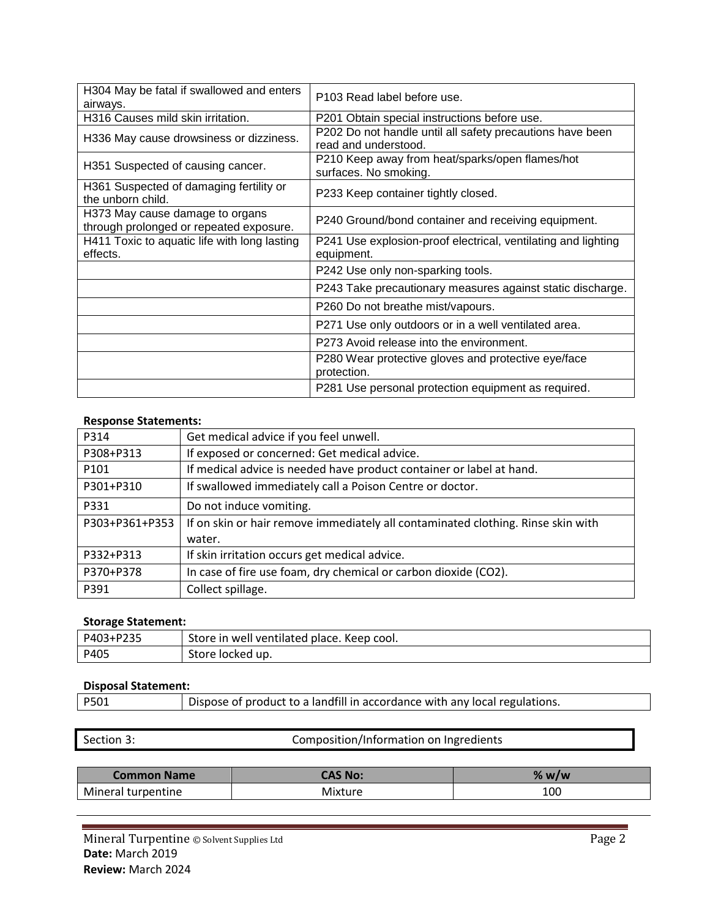| H-statements | P-statements |
|---|---|
| H304 May be fatal if swallowed and enters airways. | P103 Read label before use. |
| H316 Causes mild skin irritation. | P201 Obtain special instructions before use. |
| H336 May cause drowsiness or dizziness. | P202 Do not handle until all safety precautions have been read and understood. |
| H351 Suspected of causing cancer. | P210 Keep away from heat/sparks/open flames/hot surfaces. No smoking. |
| H361 Suspected of damaging fertility or the unborn child. | P233 Keep container tightly closed. |
| H373 May cause damage to organs through prolonged or repeated exposure. | P240 Ground/bond container and receiving equipment. |
| H411 Toxic to aquatic life with long lasting effects. | P241 Use explosion-proof electrical, ventilating and lighting equipment. |
| | P242 Use only non-sparking tools. |
| | P243 Take precautionary measures against static discharge. |
| | P260 Do not breathe mist/vapours. |
| | P271 Use only outdoors or in a well ventilated area. |
| | P273 Avoid release into the environment. |
| | P280 Wear protective gloves and protective eye/face protection. |
| | P281 Use personal protection equipment as required. |

**Response Statements:**

| Code | Statement |
|---|---|
| P314 | Get medical advice if you feel unwell. |
| P308+P313 | If exposed or concerned: Get medical advice. |
| P101 | If medical advice is needed have product container or label at hand. |
| P301+P310 | If swallowed immediately call a Poison Centre or doctor. |
| P331 | Do not induce vomiting. |
| P303+P361+P353 | If on skin or hair remove immediately all contaminated clothing. Rinse skin with water. |
| P332+P313 | If skin irritation occurs get medical advice. |
| P370+P378 | In case of fire use foam, dry chemical or carbon dioxide ($CO_2$). |
| P391 | Collect spillage. |

**Storage Statement:**

| Code | Statement |
|---|---|
| P403+P235 | Store in well ventilated place. Keep cool. |
| P405 | Store locked up. |

**Disposal Statement:**

| Code | Statement |
|---|---|
| P501 | Dispose of product to a landfill in accordance with any local regulations. |

## Section 3: Composition/Information on Ingredients

| Common Name | CAS No: | % w/w |
|---|---|---|
| Mineral turpentine | Mixture | 100 |

Mineral Turpentine © Solvent Supplies Ltd
**Date:** March 2019
**Review:** March 2024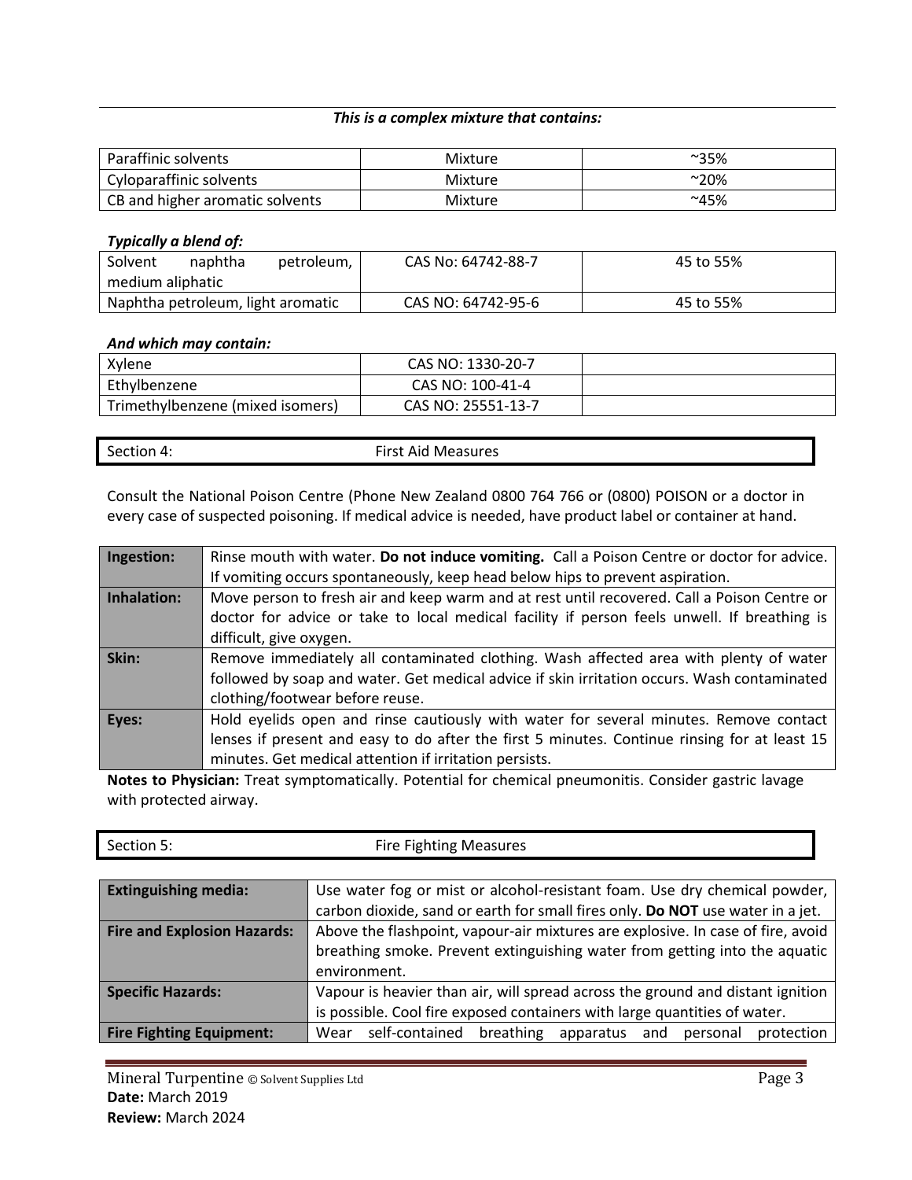***This is a complex mixture that contains:***

| | | |
|---|---|---|
| Paraffinic solvents | Mixture | ~35% |
| Cyloparaffinic solvents | Mixture | ~20% |
| CB and higher aromatic solvents | Mixture | ~45% |

***Typically a blend of:***

| | | |
|---|---|---|
| Solvent naphtha petroleum, medium aliphatic | CAS No: 64742-88-7 | 45 to 55% |
| Naphtha petroleum, light aromatic | CAS NO: 64742-95-6 | 45 to 55% |

***And which may contain:***

| | | |
|---|---|---|
| Xylene | CAS NO: 1330-20-7 | |
| Ethylbenzene | CAS NO: 100-41-4 | |
| Trimethylbenzene (mixed isomers) | CAS NO: 25551-13-7 | |

## Section 4: First Aid Measures

Consult the National Poison Centre (Phone New Zealand 0800 764 766 or (0800) POISON or a doctor in every case of suspected poisoning. If medical advice is needed, have product label or container at hand.

| | |
|---|---|
| **Ingestion:** | Rinse mouth with water. **Do not induce vomiting.** Call a Poison Centre or doctor for advice. If vomiting occurs spontaneously, keep head below hips to prevent aspiration. |
| **Inhalation:** | Move person to fresh air and keep warm and at rest until recovered. Call a Poison Centre or doctor for advice or take to local medical facility if person feels unwell. If breathing is difficult, give oxygen. |
| **Skin:** | Remove immediately all contaminated clothing. Wash affected area with plenty of water followed by soap and water. Get medical advice if skin irritation occurs. Wash contaminated clothing/footwear before reuse. |
| **Eyes:** | Hold eyelids open and rinse cautiously with water for several minutes. Remove contact lenses if present and easy to do after the first 5 minutes. Continue rinsing for at least 15 minutes. Get medical attention if irritation persists. |

**Notes to Physician:** Treat symptomatically. Potential for chemical pneumonitis. Consider gastric lavage with protected airway.

## Section 5: Fire Fighting Measures

| | |
|---|---|
| **Extinguishing media:** | Use water fog or mist or alcohol-resistant foam. Use dry chemical powder, carbon dioxide, sand or earth for small fires only. **Do NOT** use water in a jet. |
| **Fire and Explosion Hazards:** | Above the flashpoint, vapour-air mixtures are explosive. In case of fire, avoid breathing smoke. Prevent extinguishing water from getting into the aquatic environment. |
| **Specific Hazards:** | Vapour is heavier than air, will spread across the ground and distant ignition is possible. Cool fire exposed containers with large quantities of water. |
| **Fire Fighting Equipment:** | Wear self-contained breathing apparatus and personal protection |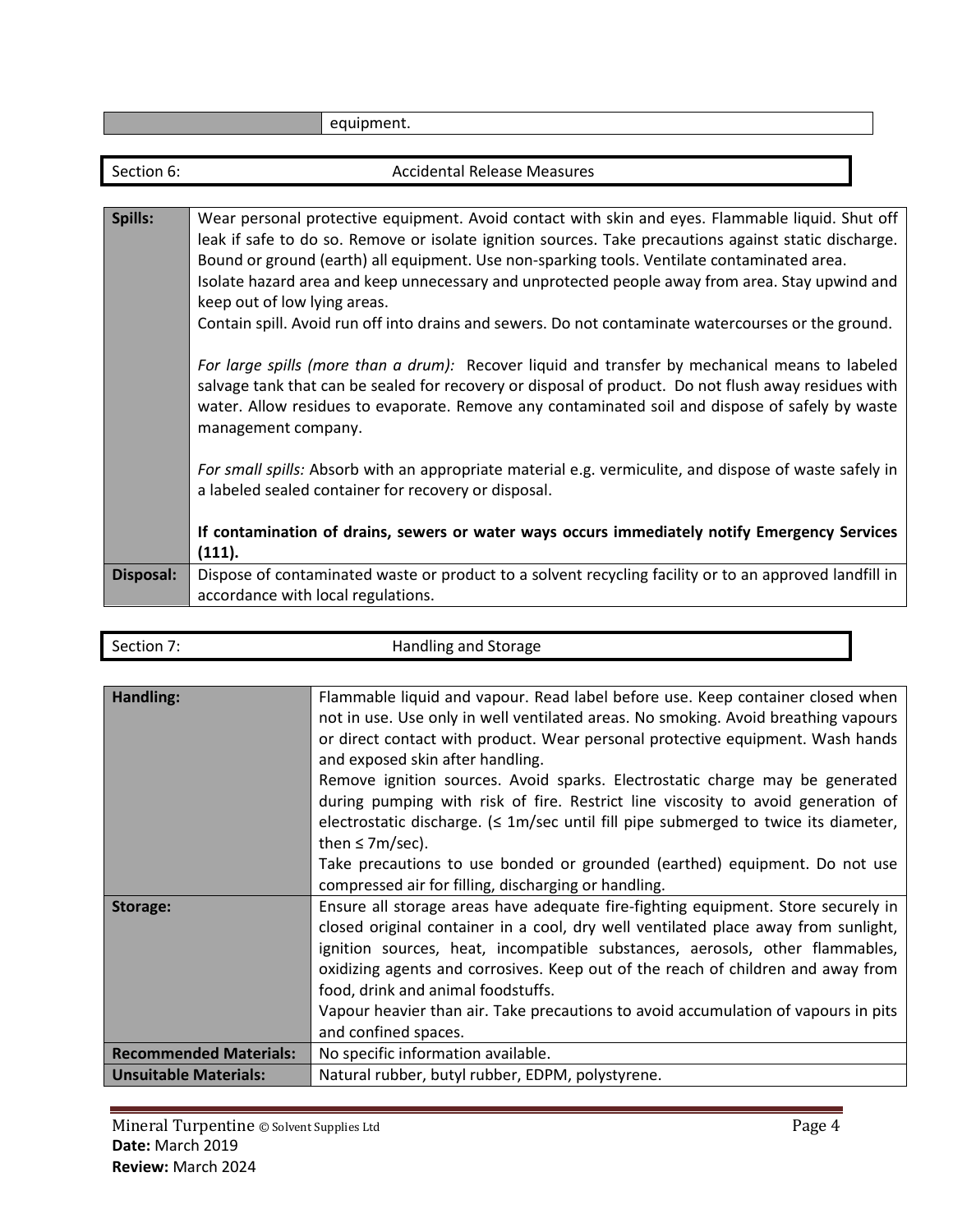| | equipment. |
|---|---|

## Section 6: Accidental Release Measures

| | |
|---|---|
| **Spills:** | Wear personal protective equipment. Avoid contact with skin and eyes. Flammable liquid. Shut off leak if safe to do so. Remove or isolate ignition sources. Take precautions against static discharge. Bound or ground (earth) all equipment. Use non-sparking tools. Ventilate contaminated area.<br>Isolate hazard area and keep unnecessary and unprotected people away from area. Stay upwind and keep out of low lying areas.<br>Contain spill. Avoid run off into drains and sewers. Do not contaminate watercourses or the ground.<br><br>*For large spills (more than a drum):* Recover liquid and transfer by mechanical means to labeled salvage tank that can be sealed for recovery or disposal of product. Do not flush away residues with water. Allow residues to evaporate. Remove any contaminated soil and dispose of safely by waste management company.<br><br>*For small spills:* Absorb with an appropriate material e.g. vermiculite, and dispose of waste safely in a labeled sealed container for recovery or disposal.<br><br>**If contamination of drains, sewers or water ways occurs immediately notify Emergency Services (111).** |
| **Disposal:** | Dispose of contaminated waste or product to a solvent recycling facility or to an approved landfill in accordance with local regulations. |

## Section 7: Handling and Storage

| | |
|---|---|
| **Handling:** | Flammable liquid and vapour. Read label before use. Keep container closed when not in use. Use only in well ventilated areas. No smoking. Avoid breathing vapours or direct contact with product. Wear personal protective equipment. Wash hands and exposed skin after handling.<br>Remove ignition sources. Avoid sparks. Electrostatic charge may be generated during pumping with risk of fire. Restrict line viscosity to avoid generation of electrostatic discharge. (≤ 1m/sec until fill pipe submerged to twice its diameter, then ≤ 7m/sec).<br>Take precautions to use bonded or grounded (earthed) equipment. Do not use compressed air for filling, discharging or handling. |
| **Storage:** | Ensure all storage areas have adequate fire-fighting equipment. Store securely in closed original container in a cool, dry well ventilated place away from sunlight, ignition sources, heat, incompatible substances, aerosols, other flammables, oxidizing agents and corrosives. Keep out of the reach of children and away from food, drink and animal foodstuffs.<br>Vapour heavier than air. Take precautions to avoid accumulation of vapours in pits and confined spaces. |
| **Recommended Materials:** | No specific information available. |
| **Unsuitable Materials:** | Natural rubber, butyl rubber, EDPM, polystyrene. |

Mineral Turpentine © Solvent Supplies Ltd
**Date:** March 2019
**Review:** March 2024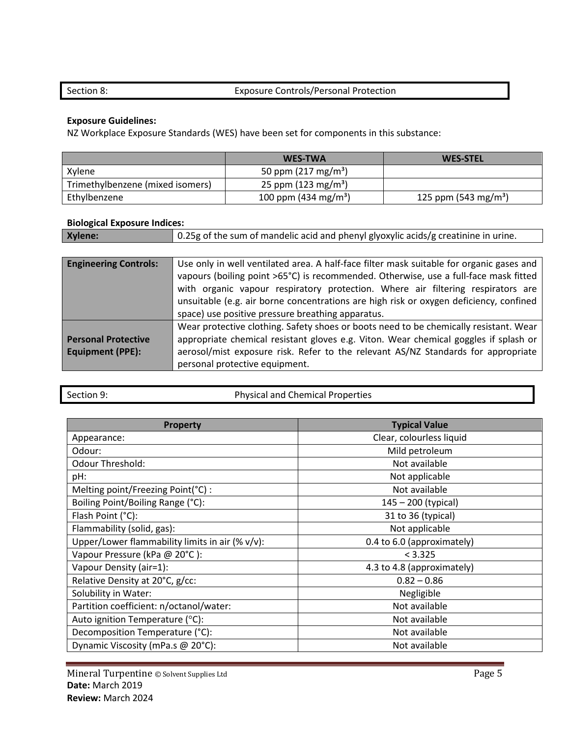## Section 8: Exposure Controls/Personal Protection

**Exposure Guidelines:**
NZ Workplace Exposure Standards (WES) have been set for components in this substance:

| | WES-TWA | WES-STEL |
|---|---|---|
| Xylene | 50 ppm (217 mg/m³) | |
| Trimethylbenzene (mixed isomers) | 25 ppm (123 mg/m³) | |
| Ethylbenzene | 100 ppm (434 mg/m³) | 125 ppm (543 mg/m³) |

**Biological Exposure Indices:**

| | |
|---|---|
| **Xylene:** | 0.25g of the sum of mandelic acid and phenyl glyoxylic acids/g creatinine in urine. |

| | |
|---|---|
| **Engineering Controls:** | Use only in well ventilated area. A half-face filter mask suitable for organic gases and vapours (boiling point >65°C) is recommended. Otherwise, use a full-face mask fitted with organic vapour respiratory protection. Where air filtering respirators are unsuitable (e.g. air borne concentrations are high risk or oxygen deficiency, confined space) use positive pressure breathing apparatus. |
| **Personal Protective Equipment (PPE):** | Wear protective clothing. Safety shoes or boots need to be chemically resistant. Wear appropriate chemical resistant gloves e.g. Viton. Wear chemical goggles if splash or aerosol/mist exposure risk. Refer to the relevant AS/NZ Standards for appropriate personal protective equipment. |

## Section 9: Physical and Chemical Properties

| Property | Typical Value |
|---|---|
| Appearance: | Clear, colourless liquid |
| Odour: | Mild petroleum |
| Odour Threshold: | Not available |
| pH: | Not applicable |
| Melting point/Freezing Point(°C) : | Not available |
| Boiling Point/Boiling Range (°C): | 145 – 200 (typical) |
| Flash Point (°C): | 31 to 36 (typical) |
| Flammability (solid, gas): | Not applicable |
| Upper/Lower flammability limits in air (% v/v): | 0.4 to 6.0 (approximately) |
| Vapour Pressure (kPa @ 20°C ): | < 3.325 |
| Vapour Density (air=1): | 4.3 to 4.8 (approximately) |
| Relative Density at 20°C, g/cc: | 0.82 – 0.86 |
| Solubility in Water: | Negligible |
| Partition coefficient: n/octanol/water: | Not available |
| Auto ignition Temperature (°C): | Not available |
| Decomposition Temperature (°C): | Not available |
| Dynamic Viscosity (mPa.s @ 20°C): | Not available |

Mineral Turpentine © Solvent Supplies Ltd
**Date:** March 2019
**Review:** March 2024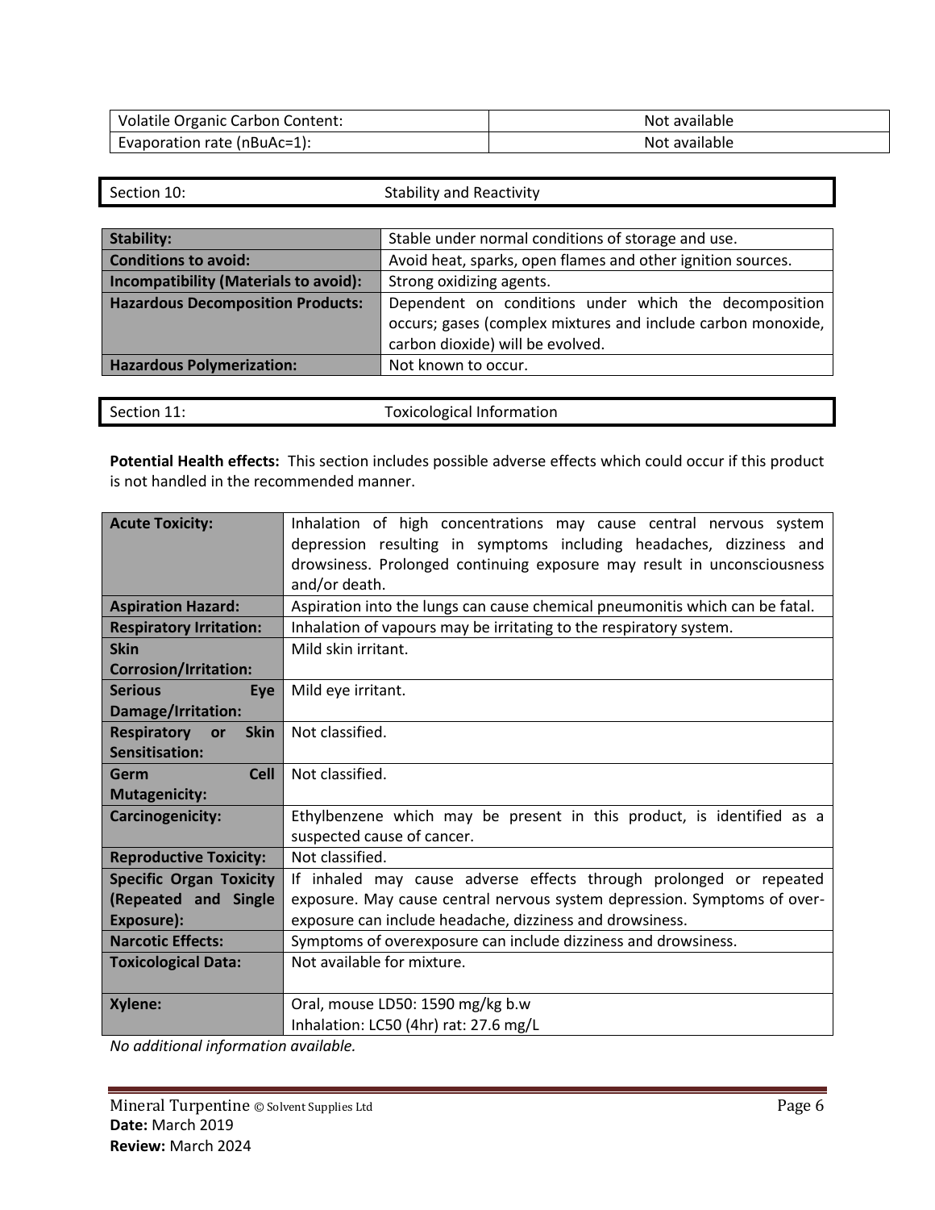| Volatile Organic Carbon Content: | Not available |
| --- | --- |
| Evaporation rate (nBuAc=1): | Not available |

## Section 10: Stability and Reactivity

| **Stability:** | Stable under normal conditions of storage and use. |
| --- | --- |
| **Conditions to avoid:** | Avoid heat, sparks, open flames and other ignition sources. |
| **Incompatibility (Materials to avoid):** | Strong oxidizing agents. |
| **Hazardous Decomposition Products:** | Dependent on conditions under which the decomposition occurs; gases (complex mixtures and include carbon monoxide, carbon dioxide) will be evolved. |
| **Hazardous Polymerization:** | Not known to occur. |

## Section 11: Toxicological Information

**Potential Health effects:** This section includes possible adverse effects which could occur if this product is not handled in the recommended manner.

| **Acute Toxicity:** | Inhalation of high concentrations may cause central nervous system depression resulting in symptoms including headaches, dizziness and drowsiness. Prolonged continuing exposure may result in unconsciousness and/or death. |
| --- | --- |
| **Aspiration Hazard:** | Aspiration into the lungs can cause chemical pneumonitis which can be fatal. |
| **Respiratory Irritation:** | Inhalation of vapours may be irritating to the respiratory system. |
| **Skin Corrosion/Irritation:** | Mild skin irritant. |
| **Serious Eye Damage/Irritation:** | Mild eye irritant. |
| **Respiratory or Skin Sensitisation:** | Not classified. |
| **Germ Cell Mutagenicity:** | Not classified. |
| **Carcinogenicity:** | Ethylbenzene which may be present in this product, is identified as a suspected cause of cancer. |
| **Reproductive Toxicity:** | Not classified. |
| **Specific Organ Toxicity (Repeated and Single Exposure):** | If inhaled may cause adverse effects through prolonged or repeated exposure. May cause central nervous system depression. Symptoms of over-exposure can include headache, dizziness and drowsiness. |
| **Narcotic Effects:** | Symptoms of overexposure can include dizziness and drowsiness. |
| **Toxicological Data:** | Not available for mixture. |
| **Xylene:** | Oral, mouse LD50: 1590 mg/kg b.w<br>Inhalation: LC50 (4hr) rat: 27.6 mg/L |

*No additional information available.*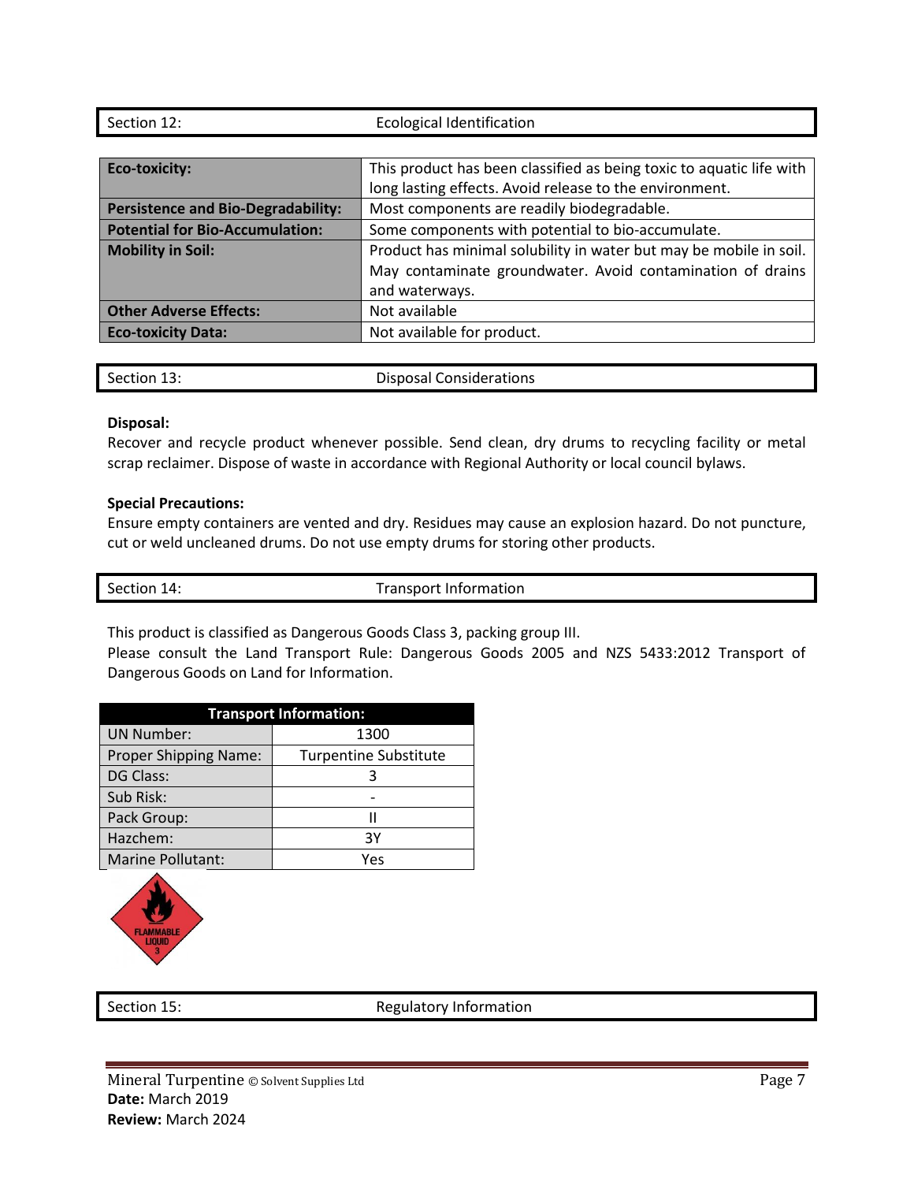## Section 12: Ecological Identification

| | |
|---|---|
| **Eco-toxicity:** | This product has been classified as being toxic to aquatic life with long lasting effects. Avoid release to the environment. |
| **Persistence and Bio-Degradability:** | Most components are readily biodegradable. |
| **Potential for Bio-Accumulation:** | Some components with potential to bio-accumulate. |
| **Mobility in Soil:** | Product has minimal solubility in water but may be mobile in soil. May contaminate groundwater. Avoid contamination of drains and waterways. |
| **Other Adverse Effects:** | Not available |
| **Eco-toxicity Data:** | Not available for product. |

## Section 13: Disposal Considerations

**Disposal:**
Recover and recycle product whenever possible. Send clean, dry drums to recycling facility or metal scrap reclaimer. Dispose of waste in accordance with Regional Authority or local council bylaws.

**Special Precautions:**
Ensure empty containers are vented and dry. Residues may cause an explosion hazard. Do not puncture, cut or weld uncleaned drums. Do not use empty drums for storing other products.

## Section 14: Transport Information

This product is classified as Dangerous Goods Class 3, packing group III.
Please consult the Land Transport Rule: Dangerous Goods 2005 and NZS 5433:2012 Transport of Dangerous Goods on Land for Information.

| Transport Information: | |
|---|---|
| UN Number: | 1300 |
| Proper Shipping Name: | Turpentine Substitute |
| DG Class: | 3 |
| Sub Risk: | - |
| Pack Group: | II |
| Hazchem: | 3Y |
| Marine Pollutant: | Yes |

FLAMMABLE LIQUID 3

## Section 15: Regulatory Information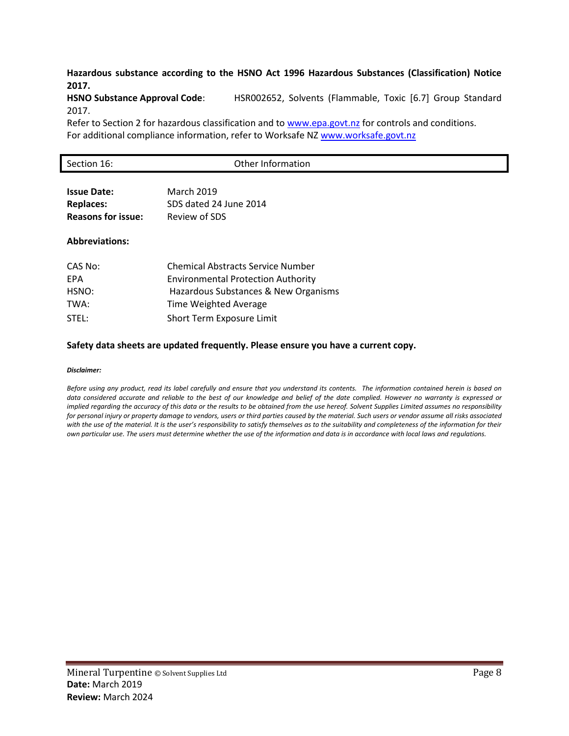**Hazardous substance according to the HSNO Act 1996 Hazardous Substances (Classification) Notice 2017.**

**HSNO Substance Approval Code**: HSR002652, Solvents (Flammable, Toxic [6.7] Group Standard 2017.

Refer to Section 2 for hazardous classification and to www.epa.govt.nz for controls and conditions.

For additional compliance information, refer to Worksafe NZ www.worksafe.govt.nz

## Section 16: Other Information

| | |
|---|---|
| **Issue Date:** | March 2019 |
| **Replaces:** | SDS dated 24 June 2014 |
| **Reasons for issue:** | Review of SDS |

**Abbreviations:**

| | |
|---|---|
| CAS No: | Chemical Abstracts Service Number |
| EPA | Environmental Protection Authority |
| HSNO: | Hazardous Substances & New Organisms |
| TWA: | Time Weighted Average |
| STEL: | Short Term Exposure Limit |

**Safety data sheets are updated frequently. Please ensure you have a current copy.**

***Disclaimer:***

*Before using any product, read its label carefully and ensure that you understand its contents. The information contained herein is based on data considered accurate and reliable to the best of our knowledge and belief of the date complied. However no warranty is expressed or implied regarding the accuracy of this data or the results to be obtained from the use hereof. Solvent Supplies Limited assumes no responsibility for personal injury or property damage to vendors, users or third parties caused by the material. Such users or vendor assume all risks associated with the use of the material. It is the user's responsibility to satisfy themselves as to the suitability and completeness of the information for their own particular use. The users must determine whether the use of the information and data is in accordance with local laws and regulations.*